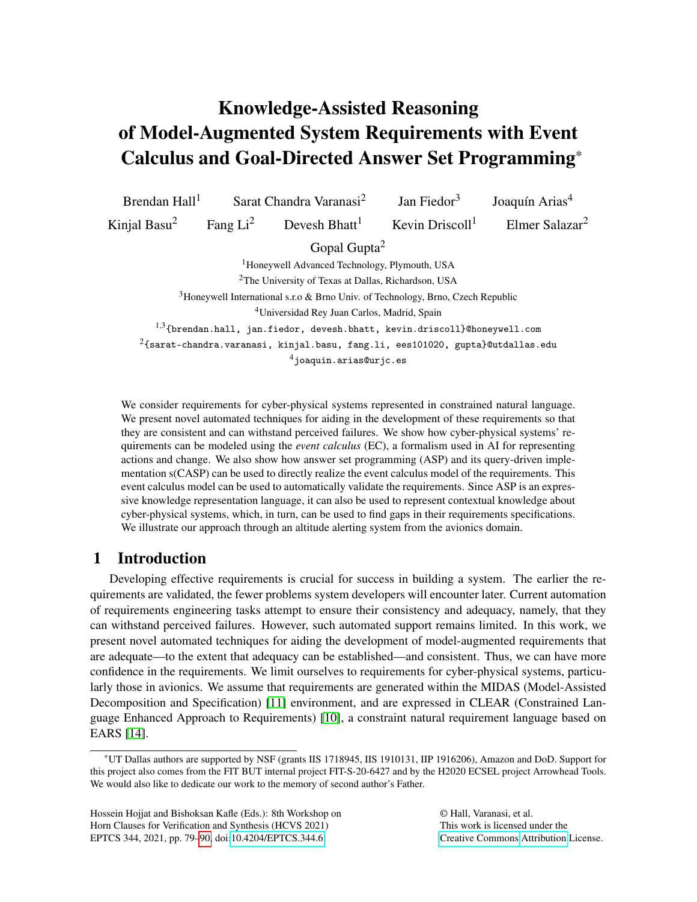# Knowledge-Assisted Reasoning of Model-Augmented System Requirements with Event Calculus and Goal-Directed Answer Set Programming*

Brendan Hall[1] Sarat Chandra Varanasi[2] Jan Fiedor[3] Joaquín Arias[4]
Kinjal Basu[2] Fang Li[2] Devesh Bhatt[1] Kevin Driscoll[1] Elmer Salazar[2]
Gopal Gupta[2]

[1]Honeywell Advanced Technology, Plymouth, USA
[2]The University of Texas at Dallas, Richardson, USA
[3]Honeywell International s.r.o & Brno Univ. of Technology, Brno, Czech Republic
[4]Universidad Rey Juan Carlos, Madrid, Spain
[1,3]{brendan.hall, jan.fiedor, devesh.bhatt, kevin.driscoll}@honeywell.com
[2]{sarat-chandra.varanasi, kinjal.basu, fang.li, ees101020, gupta}@utdallas.edu
[4]joaquin.arias@urjc.es

We consider requirements for cyber-physical systems represented in constrained natural language. We present novel automated techniques for aiding in the development of these requirements so that they are consistent and can withstand perceived failures. We show how cyber-physical systems' requirements can be modeled using the *event calculus* (EC), a formalism used in AI for representing actions and change. We also show how answer set programming (ASP) and its query-driven implementation s(CASP) can be used to directly realize the event calculus model of the requirements. This event calculus model can be used to automatically validate the requirements. Since ASP is an expressive knowledge representation language, it can also be used to represent contextual knowledge about cyber-physical systems, which, in turn, can be used to find gaps in their requirements specifications. We illustrate our approach through an altitude alerting system from the avionics domain.

## 1 Introduction

Developing effective requirements is crucial for success in building a system. The earlier the requirements are validated, the fewer problems system developers will encounter later. Current automation of requirements engineering tasks attempt to ensure their consistency and adequacy, namely, that they can withstand perceived failures. However, such automated support remains limited. In this work, we present novel automated techniques for aiding the development of model-augmented requirements that are adequate—to the extent that adequacy can be established—and consistent. Thus, we can have more confidence in the requirements. We limit ourselves to requirements for cyber-physical systems, particularly those in avionics. We assume that requirements are generated within the MIDAS (Model-Assisted Decomposition and Specification) [11] environment, and are expressed in CLEAR (Constrained Language Enhanced Approach to Requirements) [10], a constraint natural requirement language based on EARS [14].

*UT Dallas authors are supported by NSF (grants IIS 1718945, IIS 1910131, IIP 1916206), Amazon and DoD. Support for this project also comes from the FIT BUT internal project FIT-S-20-6427 and by the H2020 ECSEL project Arrowhead Tools. We would also like to dedicate our work to the memory of second author's Father.

Hossein Hojjat and Bishoksan Kafle (Eds.): 8th Workshop on Horn Clauses for Verification and Synthesis (HCVS 2021) EPTCS 344, 2021, pp. 79–90, doi:10.4204/EPTCS.344.6

© Hall, Varanasi, et al. This work is licensed under the Creative Commons Attribution License.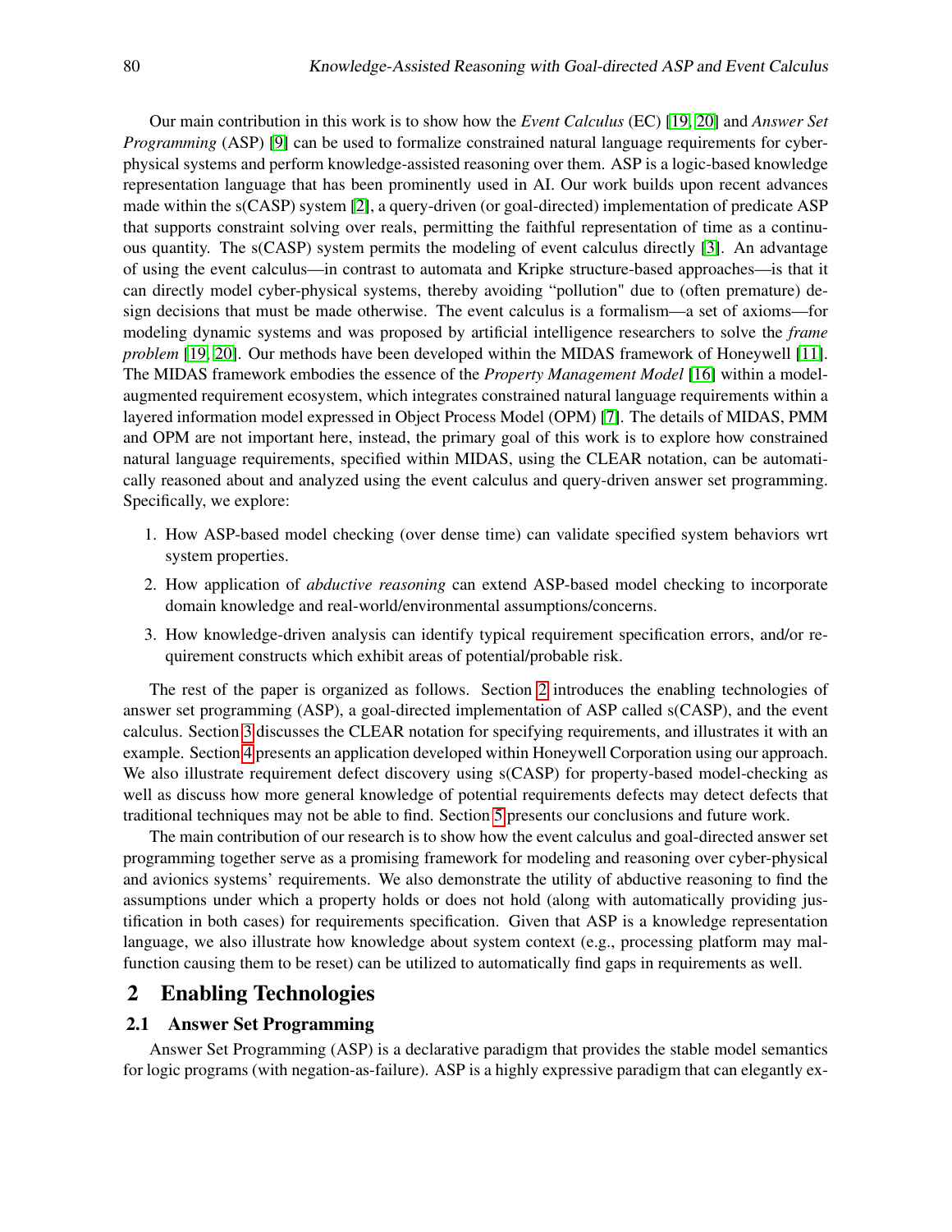Our main contribution in this work is to show how the *Event Calculus* (EC) [19, 20] and *Answer Set Programming* (ASP) [9] can be used to formalize constrained natural language requirements for cyber-physical systems and perform knowledge-assisted reasoning over them. ASP is a logic-based knowledge representation language that has been prominently used in AI. Our work builds upon recent advances made within the s(CASP) system [2], a query-driven (or goal-directed) implementation of predicate ASP that supports constraint solving over reals, permitting the faithful representation of time as a continuous quantity. The s(CASP) system permits the modeling of event calculus directly [3]. An advantage of using the event calculus—in contrast to automata and Kripke structure-based approaches—is that it can directly model cyber-physical systems, thereby avoiding "pollution" due to (often premature) design decisions that must be made otherwise. The event calculus is a formalism—a set of axioms—for modeling dynamic systems and was proposed by artificial intelligence researchers to solve the *frame problem* [19, 20]. Our methods have been developed within the MIDAS framework of Honeywell [11]. The MIDAS framework embodies the essence of the *Property Management Model* [16] within a model-augmented requirement ecosystem, which integrates constrained natural language requirements within a layered information model expressed in Object Process Model (OPM) [7]. The details of MIDAS, PMM and OPM are not important here, instead, the primary goal of this work is to explore how constrained natural language requirements, specified within MIDAS, using the CLEAR notation, can be automatically reasoned about and analyzed using the event calculus and query-driven answer set programming. Specifically, we explore:

1. How ASP-based model checking (over dense time) can validate specified system behaviors wrt system properties.
2. How application of *abductive reasoning* can extend ASP-based model checking to incorporate domain knowledge and real-world/environmental assumptions/concerns.
3. How knowledge-driven analysis can identify typical requirement specification errors, and/or requirement constructs which exhibit areas of potential/probable risk.

The rest of the paper is organized as follows. Section 2 introduces the enabling technologies of answer set programming (ASP), a goal-directed implementation of ASP called s(CASP), and the event calculus. Section 3 discusses the CLEAR notation for specifying requirements, and illustrates it with an example. Section 4 presents an application developed within Honeywell Corporation using our approach. We also illustrate requirement defect discovery using s(CASP) for property-based model-checking as well as discuss how more general knowledge of potential requirements defects may detect defects that traditional techniques may not be able to find. Section 5 presents our conclusions and future work.

The main contribution of our research is to show how the event calculus and goal-directed answer set programming together serve as a promising framework for modeling and reasoning over cyber-physical and avionics systems' requirements. We also demonstrate the utility of abductive reasoning to find the assumptions under which a property holds or does not hold (along with automatically providing justification in both cases) for requirements specification. Given that ASP is a knowledge representation language, we also illustrate how knowledge about system context (e.g., processing platform may malfunction causing them to be reset) can be utilized to automatically find gaps in requirements as well.

## 2 Enabling Technologies

### 2.1 Answer Set Programming

Answer Set Programming (ASP) is a declarative paradigm that provides the stable model semantics for logic programs (with negation-as-failure). ASP is a highly expressive paradigm that can elegantly ex-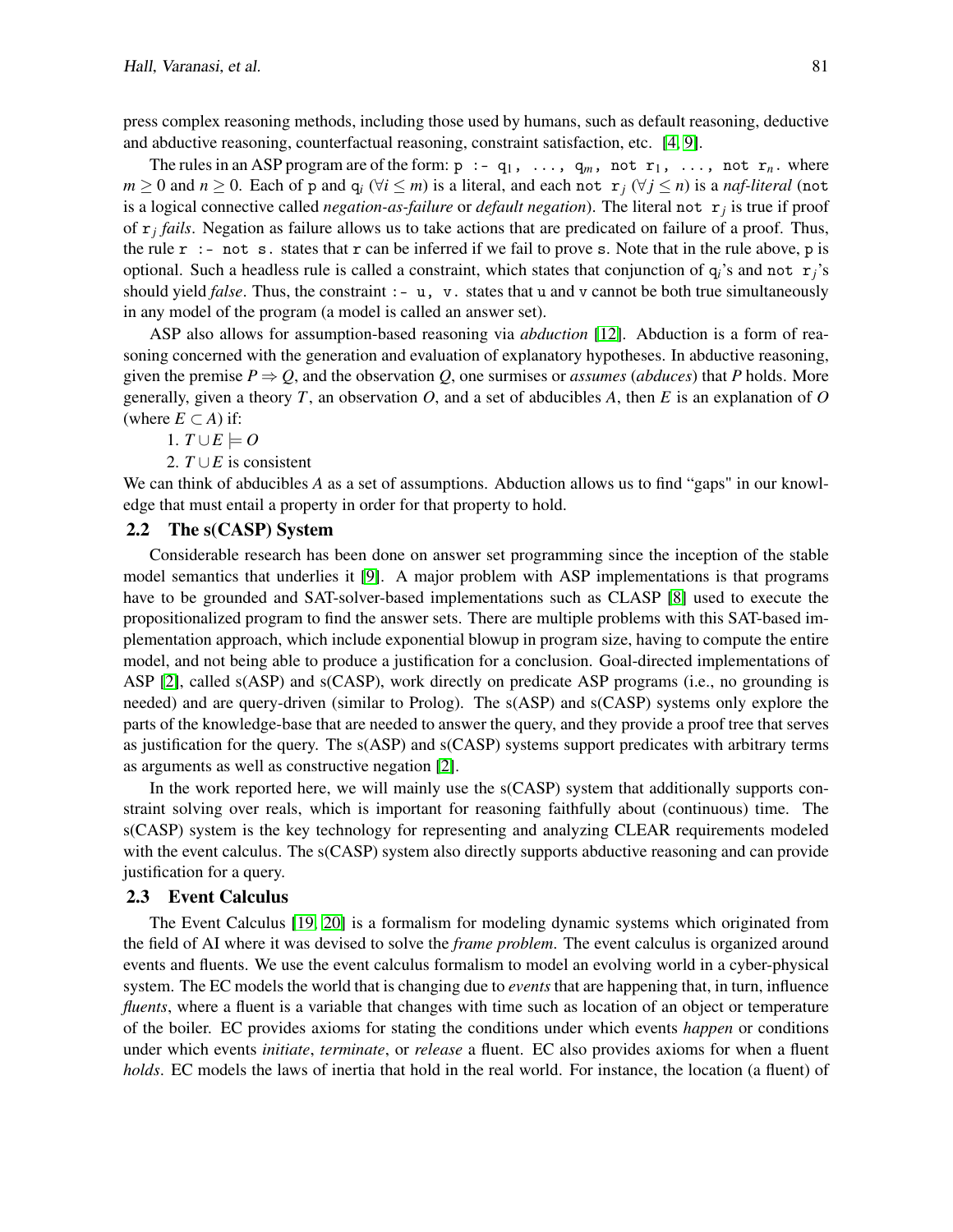press complex reasoning methods, including those used by humans, such as default reasoning, deductive and abductive reasoning, counterfactual reasoning, constraint satisfaction, etc. [4, 9].

The rules in an ASP program are of the form: `p :- q1, ..., qm, not r1, ..., not rn.` where $m \geq 0$ and $n \geq 0$. Each of `p` and $q_i$ ($\forall i \leq m$) is a literal, and each `not` $r_j$ ($\forall j \leq n$) is a *naf-literal* (`not` is a logical connective called *negation-as-failure* or *default negation*). The literal `not` $r_j$ is true if proof of $r_j$ *fails*. Negation as failure allows us to take actions that are predicated on failure of a proof. Thus, the rule `r :- not s.` states that `r` can be inferred if we fail to prove `s`. Note that in the rule above, `p` is optional. Such a headless rule is called a constraint, which states that conjunction of $q_i$'s and `not` $r_j$'s should yield *false*. Thus, the constraint `:- u, v.` states that `u` and `v` cannot be both true simultaneously in any model of the program (a model is called an answer set).

ASP also allows for assumption-based reasoning via *abduction* [12]. Abduction is a form of reasoning concerned with the generation and evaluation of explanatory hypotheses. In abductive reasoning, given the premise $P \Rightarrow Q$, and the observation $Q$, one surmises or *assumes* (*abduces*) that $P$ holds. More generally, given a theory $T$, an observation $O$, and a set of abducibles $A$, then $E$ is an explanation of $O$ (where $E \subset A$) if:

1. $T \cup E \models O$
2. $T \cup E$ is consistent

We can think of abducibles $A$ as a set of assumptions. Abduction allows us to find "gaps" in our knowledge that must entail a property in order for that property to hold.

## 2.2 The s(CASP) System

Considerable research has been done on answer set programming since the inception of the stable model semantics that underlies it [9]. A major problem with ASP implementations is that programs have to be grounded and SAT-solver-based implementations such as CLASP [8] used to execute the propositionalized program to find the answer sets. There are multiple problems with this SAT-based implementation approach, which include exponential blowup in program size, having to compute the entire model, and not being able to produce a justification for a conclusion. Goal-directed implementations of ASP [2], called s(ASP) and s(CASP), work directly on predicate ASP programs (i.e., no grounding is needed) and are query-driven (similar to Prolog). The s(ASP) and s(CASP) systems only explore the parts of the knowledge-base that are needed to answer the query, and they provide a proof tree that serves as justification for the query. The s(ASP) and s(CASP) systems support predicates with arbitrary terms as arguments as well as constructive negation [2].

In the work reported here, we will mainly use the s(CASP) system that additionally supports constraint solving over reals, which is important for reasoning faithfully about (continuous) time. The s(CASP) system is the key technology for representing and analyzing CLEAR requirements modeled with the event calculus. The s(CASP) system also directly supports abductive reasoning and can provide justification for a query.

## 2.3 Event Calculus

The Event Calculus [19, 20] is a formalism for modeling dynamic systems which originated from the field of AI where it was devised to solve the *frame problem*. The event calculus is organized around events and fluents. We use the event calculus formalism to model an evolving world in a cyber-physical system. The EC models the world that is changing due to *events* that are happening that, in turn, influence *fluents*, where a fluent is a variable that changes with time such as location of an object or temperature of the boiler. EC provides axioms for stating the conditions under which events *happen* or conditions under which events *initiate*, *terminate*, or *release* a fluent. EC also provides axioms for when a fluent *holds*. EC models the laws of inertia that hold in the real world. For instance, the location (a fluent) of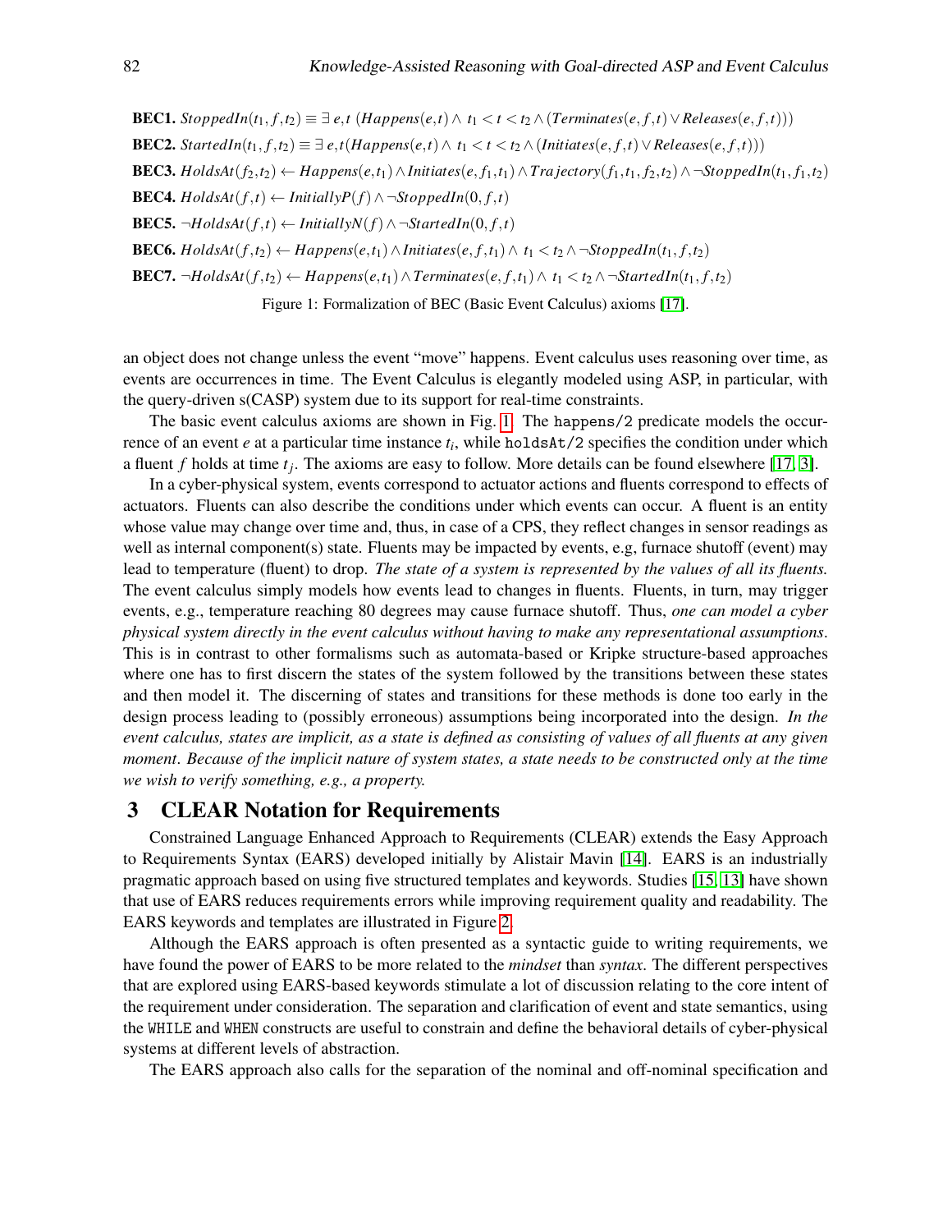**BEC1.** $StoppedIn(t_1, f, t_2) \equiv \exists\, e, t\ (Happens(e,t) \wedge\ t_1 < t < t_2 \wedge (Terminates(e, f, t) \vee Releases(e, f, t)))$

**BEC2.** $StartedIn(t_1, f, t_2) \equiv \exists\, e, t (Happens(e,t) \wedge\ t_1 < t < t_2 \wedge (Initiates(e, f, t) \vee Releases(e, f, t)))$

**BEC3.** $HoldsAt(f_2, t_2) \leftarrow Happens(e, t_1) \wedge Initiates(e, f_1, t_1) \wedge Trajectory(f_1, t_1, f_2, t_2) \wedge \neg StoppedIn(t_1, f_1, t_2)$

**BEC4.** $HoldsAt(f, t) \leftarrow InitiallyP(f) \wedge \neg StoppedIn(0, f, t)$

**BEC5.** $\neg HoldsAt(f, t) \leftarrow InitiallyN(f) \wedge \neg StartedIn(0, f, t)$

**BEC6.** $HoldsAt(f, t_2) \leftarrow Happens(e, t_1) \wedge Initiates(e, f, t_1) \wedge\ t_1 < t_2 \wedge \neg StoppedIn(t_1, f, t_2)$

**BEC7.** $\neg HoldsAt(f, t_2) \leftarrow Happens(e, t_1) \wedge Terminates(e, f, t_1) \wedge\ t_1 < t_2 \wedge \neg StartedIn(t_1, f, t_2)$

Figure 1: Formalization of BEC (Basic Event Calculus) axioms [17].

an object does not change unless the event "move" happens. Event calculus uses reasoning over time, as events are occurrences in time. The Event Calculus is elegantly modeled using ASP, in particular, with the query-driven s(CASP) system due to its support for real-time constraints.

The basic event calculus axioms are shown in Fig. 1. The `happens/2` predicate models the occurrence of an event $e$ at a particular time instance $t_i$, while `holdsAt/2` specifies the condition under which a fluent $f$ holds at time $t_j$. The axioms are easy to follow. More details can be found elsewhere [17, 3].

In a cyber-physical system, events correspond to actuator actions and fluents correspond to effects of actuators. Fluents can also describe the conditions under which events can occur. A fluent is an entity whose value may change over time and, thus, in case of a CPS, they reflect changes in sensor readings as well as internal component(s) state. Fluents may be impacted by events, e.g, furnace shutoff (event) may lead to temperature (fluent) to drop. *The state of a system is represented by the values of all its fluents.* The event calculus simply models how events lead to changes in fluents. Fluents, in turn, may trigger events, e.g., temperature reaching 80 degrees may cause furnace shutoff. Thus, *one can model a cyber physical system directly in the event calculus without having to make any representational assumptions*. This is in contrast to other formalisms such as automata-based or Kripke structure-based approaches where one has to first discern the states of the system followed by the transitions between these states and then model it. The discerning of states and transitions for these methods is done too early in the design process leading to (possibly erroneous) assumptions being incorporated into the design. *In the event calculus, states are implicit, as a state is defined as consisting of values of all fluents at any given moment. Because of the implicit nature of system states, a state needs to be constructed only at the time we wish to verify something, e.g., a property.*

## 3 CLEAR Notation for Requirements

Constrained Language Enhanced Approach to Requirements (CLEAR) extends the Easy Approach to Requirements Syntax (EARS) developed initially by Alistair Mavin [14]. EARS is an industrially pragmatic approach based on using five structured templates and keywords. Studies [15, 13] have shown that use of EARS reduces requirements errors while improving requirement quality and readability. The EARS keywords and templates are illustrated in Figure 2.

Although the EARS approach is often presented as a syntactic guide to writing requirements, we have found the power of EARS to be more related to the *mindset* than *syntax*. The different perspectives that are explored using EARS-based keywords stimulate a lot of discussion relating to the core intent of the requirement under consideration. The separation and clarification of event and state semantics, using the `WHILE` and `WHEN` constructs are useful to constrain and define the behavioral details of cyber-physical systems at different levels of abstraction.

The EARS approach also calls for the separation of the nominal and off-nominal specification and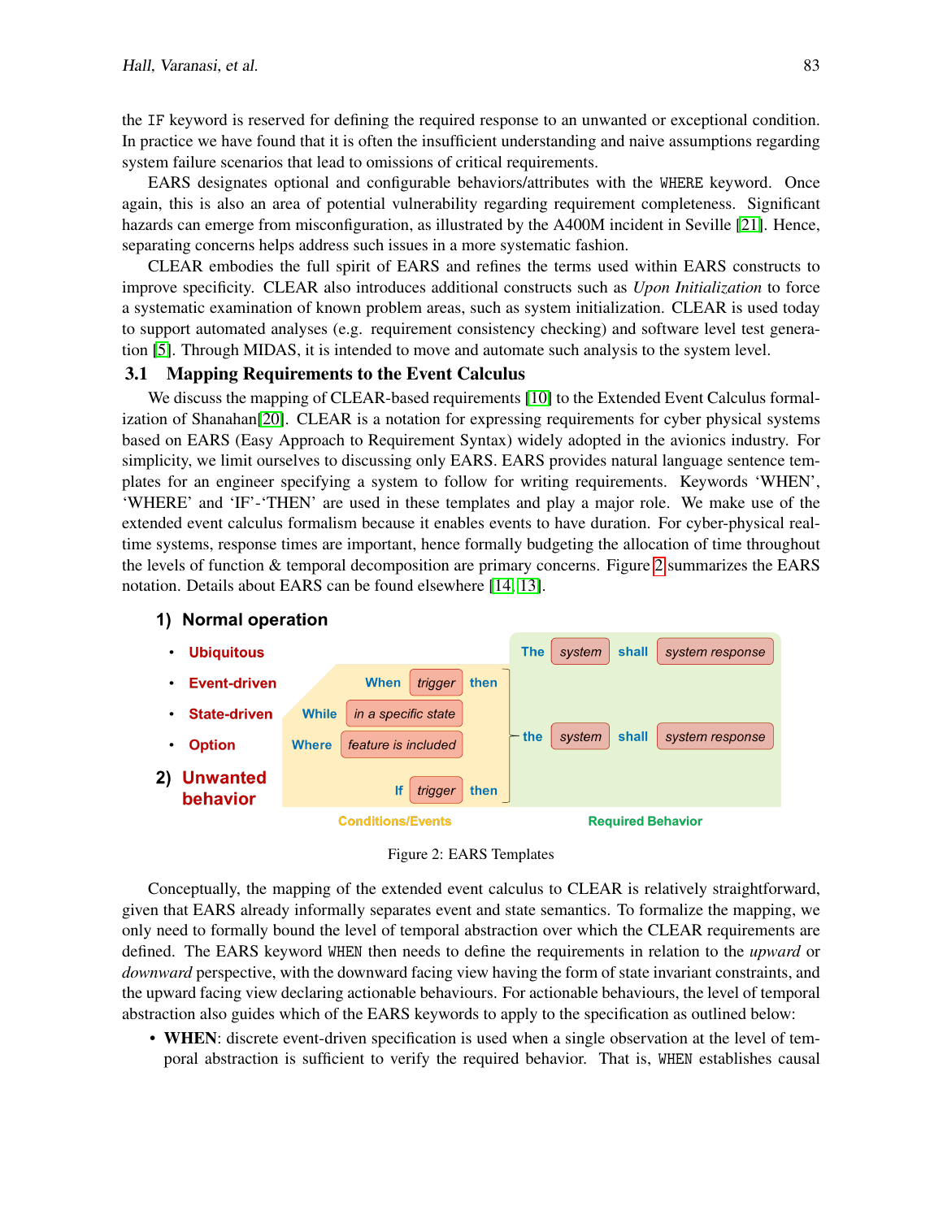the `IF` keyword is reserved for defining the required response to an unwanted or exceptional condition. In practice we have found that it is often the insufficient understanding and naive assumptions regarding system failure scenarios that lead to omissions of critical requirements.

EARS designates optional and configurable behaviors/attributes with the `WHERE` keyword. Once again, this is also an area of potential vulnerability regarding requirement completeness. Significant hazards can emerge from misconfiguration, as illustrated by the A400M incident in Seville [21]. Hence, separating concerns helps address such issues in a more systematic fashion.

CLEAR embodies the full spirit of EARS and refines the terms used within EARS constructs to improve specificity. CLEAR also introduces additional constructs such as *Upon Initialization* to force a systematic examination of known problem areas, such as system initialization. CLEAR is used today to support automated analyses (e.g. requirement consistency checking) and software level test generation [5]. Through MIDAS, it is intended to move and automate such analysis to the system level.

### 3.1 Mapping Requirements to the Event Calculus

We discuss the mapping of CLEAR-based requirements [10] to the Extended Event Calculus formalization of Shanahan[20]. CLEAR is a notation for expressing requirements for cyber physical systems based on EARS (Easy Approach to Requirement Syntax) widely adopted in the avionics industry. For simplicity, we limit ourselves to discussing only EARS. EARS provides natural language sentence templates for an engineer specifying a system to follow for writing requirements. Keywords 'WHEN', 'WHERE' and 'IF'-'THEN' are used in these templates and play a major role. We make use of the extended event calculus formalism because it enables events to have duration. For cyber-physical real-time systems, response times are important, hence formally budgeting the allocation of time throughout the levels of function & temporal decomposition are primary concerns. Figure 2 summarizes the EARS notation. Details about EARS can be found elsewhere [14, 13].

1) Normal operation

- Ubiquitous
- Event-driven
- State-driven
- Option

2) Unwanted behavior

The system shall system response

When trigger then

While in a specific state

Where feature is included

If trigger then

the system shall system response

Conditions/Events

Required Behavior

Figure 2: EARS Templates

Conceptually, the mapping of the extended event calculus to CLEAR is relatively straightforward, given that EARS already informally separates event and state semantics. To formalize the mapping, we only need to formally bound the level of temporal abstraction over which the CLEAR requirements are defined. The EARS keyword `WHEN` then needs to define the requirements in relation to the *upward* or *downward* perspective, with the downward facing view having the form of state invariant constraints, and the upward facing view declaring actionable behaviours. For actionable behaviours, the level of temporal abstraction also guides which of the EARS keywords to apply to the specification as outlined below:

- **WHEN**: discrete event-driven specification is used when a single observation at the level of temporal abstraction is sufficient to verify the required behavior. That is, `WHEN` establishes causal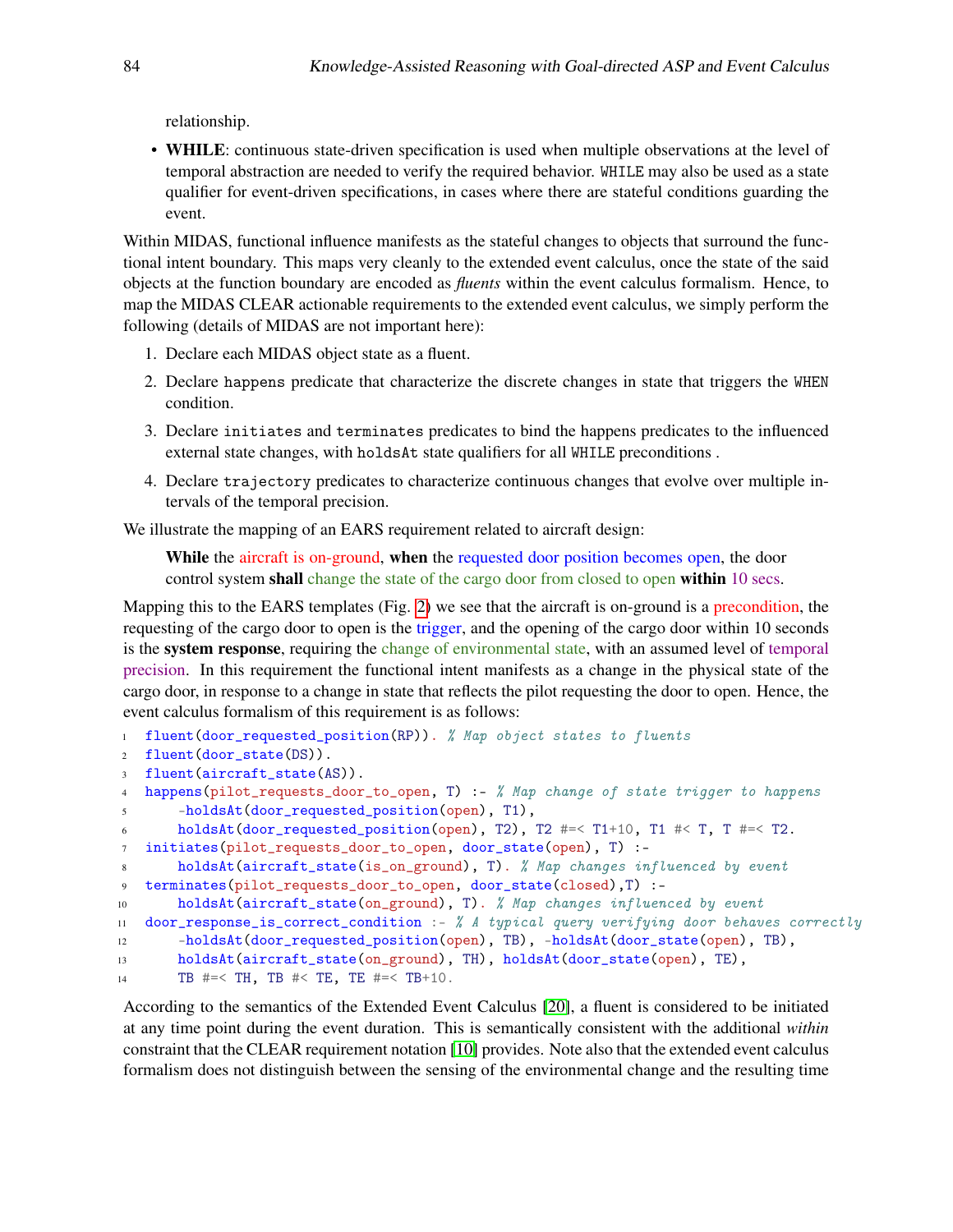relationship.

- **WHILE**: continuous state-driven specification is used when multiple observations at the level of temporal abstraction are needed to verify the required behavior. WHILE may also be used as a state qualifier for event-driven specifications, in cases where there are stateful conditions guarding the event.

Within MIDAS, functional influence manifests as the stateful changes to objects that surround the functional intent boundary. This maps very cleanly to the extended event calculus, once the state of the said objects at the function boundary are encoded as *fluents* within the event calculus formalism. Hence, to map the MIDAS CLEAR actionable requirements to the extended event calculus, we simply perform the following (details of MIDAS are not important here):

1. Declare each MIDAS object state as a fluent.
2. Declare happens predicate that characterize the discrete changes in state that triggers the WHEN condition.
3. Declare initiates and terminates predicates to bind the happens predicates to the influenced external state changes, with holdsAt state qualifiers for all WHILE preconditions .
4. Declare trajectory predicates to characterize continuous changes that evolve over multiple intervals of the temporal precision.

We illustrate the mapping of an EARS requirement related to aircraft design:

> **While** the aircraft is on-ground, **when** the requested door position becomes open, the door control system **shall** change the state of the cargo door from closed to open **within** 10 secs.

Mapping this to the EARS templates (Fig. 2) we see that the aircraft is on-ground is a precondition, the requesting of the cargo door to open is the trigger, and the opening of the cargo door within 10 seconds is the **system response**, requiring the change of environmental state, with an assumed level of temporal precision. In this requirement the functional intent manifests as a change in the physical state of the cargo door, in response to a change in state that reflects the pilot requesting the door to open. Hence, the event calculus formalism of this requirement is as follows:

```
1  fluent(door_requested_position(RP)). % Map object states to fluents
2  fluent(door_state(DS)).
3  fluent(aircraft_state(AS)).
4  happens(pilot_requests_door_to_open, T) :- % Map change of state trigger to happens
5      -holdsAt(door_requested_position(open), T1),
6      holdsAt(door_requested_position(open), T2), T2 #=< T1+10, T1 #< T, T #=< T2.
7  initiates(pilot_requests_door_to_open, door_state(open), T) :-
8      holdsAt(aircraft_state(is_on_ground), T). % Map changes influenced by event
9  terminates(pilot_requests_door_to_open, door_state(closed),T) :-
10     holdsAt(aircraft_state(on_ground), T). % Map changes influenced by event
11 door_response_is_correct_condition :- % A typical query verifying door behaves correctly
12     -holdsAt(door_requested_position(open), TB), -holdsAt(door_state(open), TB),
13     holdsAt(aircraft_state(on_ground), TH), holdsAt(door_state(open), TE),
14     TB #=< TH, TB #< TE, TE #=< TB+10.
```

According to the semantics of the Extended Event Calculus [20], a fluent is considered to be initiated at any time point during the event duration. This is semantically consistent with the additional *within* constraint that the CLEAR requirement notation [10] provides. Note also that the extended event calculus formalism does not distinguish between the sensing of the environmental change and the resulting time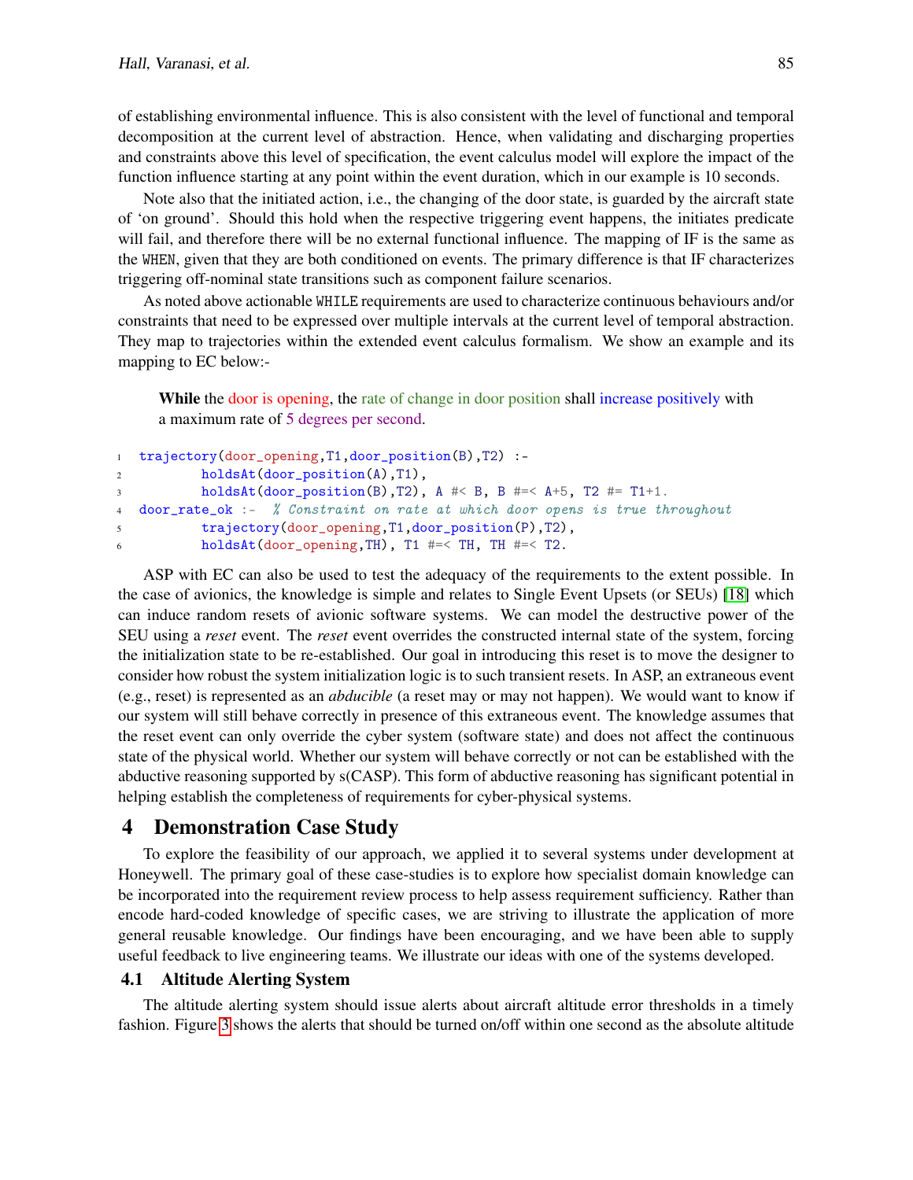of establishing environmental influence. This is also consistent with the level of functional and temporal decomposition at the current level of abstraction. Hence, when validating and discharging properties and constraints above this level of specification, the event calculus model will explore the impact of the function influence starting at any point within the event duration, which in our example is 10 seconds.

Note also that the initiated action, i.e., the changing of the door state, is guarded by the aircraft state of 'on ground'. Should this hold when the respective triggering event happens, the initiates predicate will fail, and therefore there will be no external functional influence. The mapping of IF is the same as the WHEN, given that they are both conditioned on events. The primary difference is that IF characterizes triggering off-nominal state transitions such as component failure scenarios.

As noted above actionable WHILE requirements are used to characterize continuous behaviours and/or constraints that need to be expressed over multiple intervals at the current level of temporal abstraction. They map to trajectories within the extended event calculus formalism. We show an example and its mapping to EC below:-

> **While** the door is opening, the rate of change in door position shall increase positively with a maximum rate of 5 degrees per second.

```
trajectory(door_opening,T1,door_position(B),T2) :-
        holdsAt(door_position(A),T1),
        holdsAt(door_position(B),T2), A #< B, B #=< A+5, T2 #= T1+1.
door_rate_ok :-  % Constraint on rate at which door opens is true throughout
        trajectory(door_opening,T1,door_position(P),T2),
        holdsAt(door_opening,TH), T1 #=< TH, TH #=< T2.
```

ASP with EC can also be used to test the adequacy of the requirements to the extent possible. In the case of avionics, the knowledge is simple and relates to Single Event Upsets (or SEUs) [18] which can induce random resets of avionic software systems. We can model the destructive power of the SEU using a *reset* event. The *reset* event overrides the constructed internal state of the system, forcing the initialization state to be re-established. Our goal in introducing this reset is to move the designer to consider how robust the system initialization logic is to such transient resets. In ASP, an extraneous event (e.g., reset) is represented as an *abducible* (a reset may or may not happen). We would want to know if our system will still behave correctly in presence of this extraneous event. The knowledge assumes that the reset event can only override the cyber system (software state) and does not affect the continuous state of the physical world. Whether our system will behave correctly or not can be established with the abductive reasoning supported by s(CASP). This form of abductive reasoning has significant potential in helping establish the completeness of requirements for cyber-physical systems.

# 4 Demonstration Case Study

To explore the feasibility of our approach, we applied it to several systems under development at Honeywell. The primary goal of these case-studies is to explore how specialist domain knowledge can be incorporated into the requirement review process to help assess requirement sufficiency. Rather than encode hard-coded knowledge of specific cases, we are striving to illustrate the application of more general reusable knowledge. Our findings have been encouraging, and we have been able to supply useful feedback to live engineering teams. We illustrate our ideas with one of the systems developed.

## 4.1 Altitude Alerting System

The altitude alerting system should issue alerts about aircraft altitude error thresholds in a timely fashion. Figure 3 shows the alerts that should be turned on/off within one second as the absolute altitude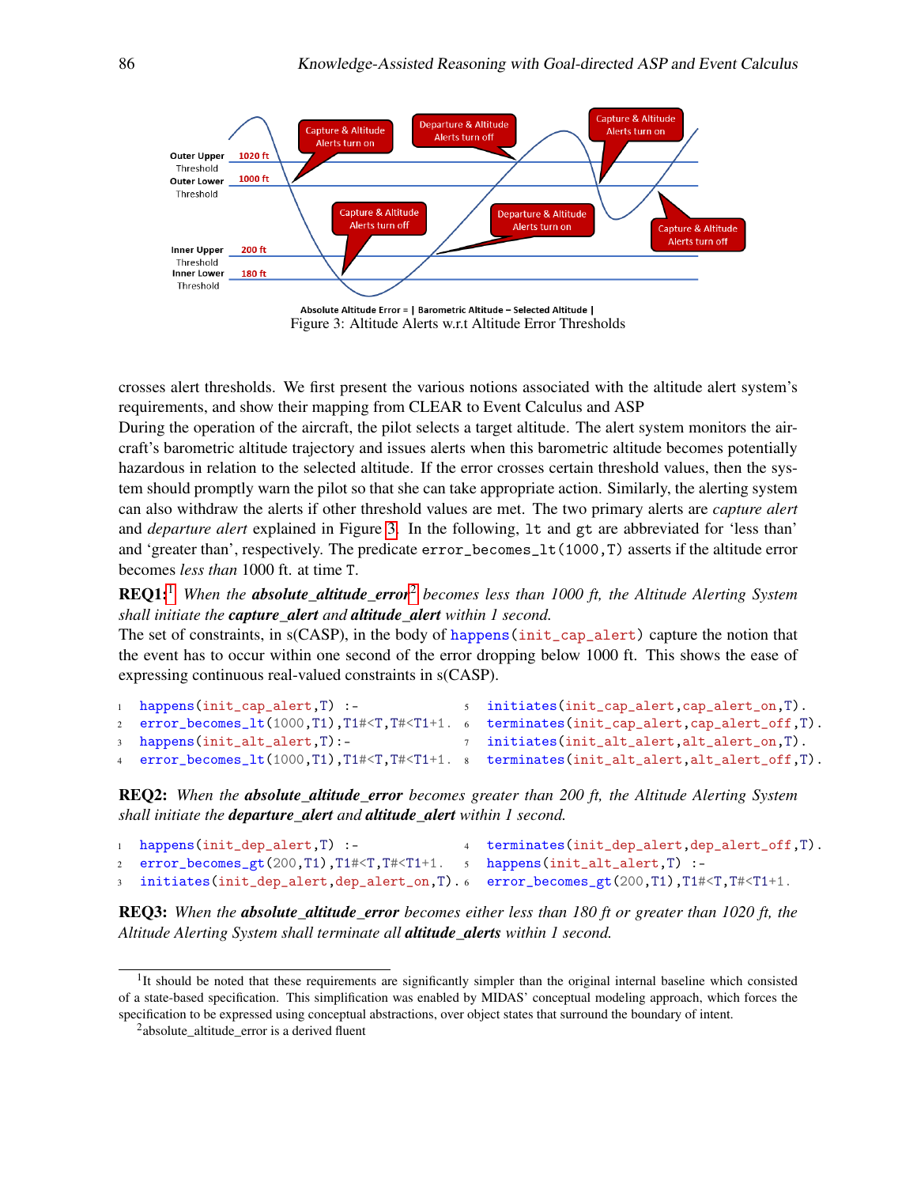Outer Upper Threshold
1020 ft
Outer Lower Threshold
1000 ft
Inner Upper Threshold
200 ft
Inner Lower Threshold
180 ft
Capture & Altitude Alerts turn on
Departure & Altitude Alerts turn off
Capture & Altitude Alerts turn on
Capture & Altitude Alerts turn off
Departure & Altitude Alerts turn on
Capture & Altitude Alerts turn off
Absolute Altitude Error = | Barometric Altitude – Selected Altitude |

Figure 3: Altitude Alerts w.r.t Altitude Error Thresholds

crosses alert thresholds. We first present the various notions associated with the altitude alert system's requirements, and show their mapping from CLEAR to Event Calculus and ASP

During the operation of the aircraft, the pilot selects a target altitude. The alert system monitors the aircraft's barometric altitude trajectory and issues alerts when this barometric altitude becomes potentially hazardous in relation to the selected altitude. If the error crosses certain threshold values, then the system should promptly warn the pilot so that she can take appropriate action. Similarly, the alerting system can also withdraw the alerts if other threshold values are met. The two primary alerts are *capture alert* and *departure alert* explained in Figure 3. In the following, `lt` and `gt` are abbreviated for 'less than' and 'greater than', respectively. The predicate `error_becomes_lt(1000,T)` asserts if the altitude error becomes *less than* 1000 ft. at time `T`.

**REQ1:**[1] *When the* ***absolute_altitude_error***[2] *becomes less than 1000 ft, the Altitude Alerting System shall initiate the* ***capture_alert*** *and* ***altitude_alert*** *within 1 second.*

The set of constraints, in s(CASP), in the body of `happens(init_cap_alert)` capture the notion that the event has to occur within one second of the error dropping below 1000 ft. This shows the ease of expressing continuous real-valued constraints in s(CASP).

```
1 happens(init_cap_alert,T) :-
2 error_becomes_lt(1000,T1),T1#<T,T#<T1+1.
3 happens(init_alt_alert,T):-
4 error_becomes_lt(1000,T1),T1#<T,T#<T1+1.
5 initiates(init_cap_alert,cap_alert_on,T).
6 terminates(init_cap_alert,cap_alert_off,T).
7 initiates(init_alt_alert,alt_alert_on,T).
8 terminates(init_alt_alert,alt_alert_off,T).
```

**REQ2:** *When the* ***absolute_altitude_error*** *becomes greater than 200 ft, the Altitude Alerting System shall initiate the* ***departure_alert*** *and* ***altitude_alert*** *within 1 second.*

```
1 happens(init_dep_alert,T) :-
2 error_becomes_gt(200,T1),T1#<T,T#<T1+1.
3 initiates(init_dep_alert,dep_alert_on,T).
4 terminates(init_dep_alert,dep_alert_off,T).
5 happens(init_alt_alert,T) :-
6 error_becomes_gt(200,T1),T1#<T,T#<T1+1.
```

**REQ3:** *When the* ***absolute_altitude_error*** *becomes either less than 180 ft or greater than 1020 ft, the Altitude Alerting System shall terminate all* ***altitude_alerts*** *within 1 second.*

---

[1] It should be noted that these requirements are significantly simpler than the original internal baseline which consisted of a state-based specification. This simplification was enabled by MIDAS' conceptual modeling approach, which forces the specification to be expressed using conceptual abstractions, over object states that surround the boundary of intent.

[2] absolute_altitude_error is a derived fluent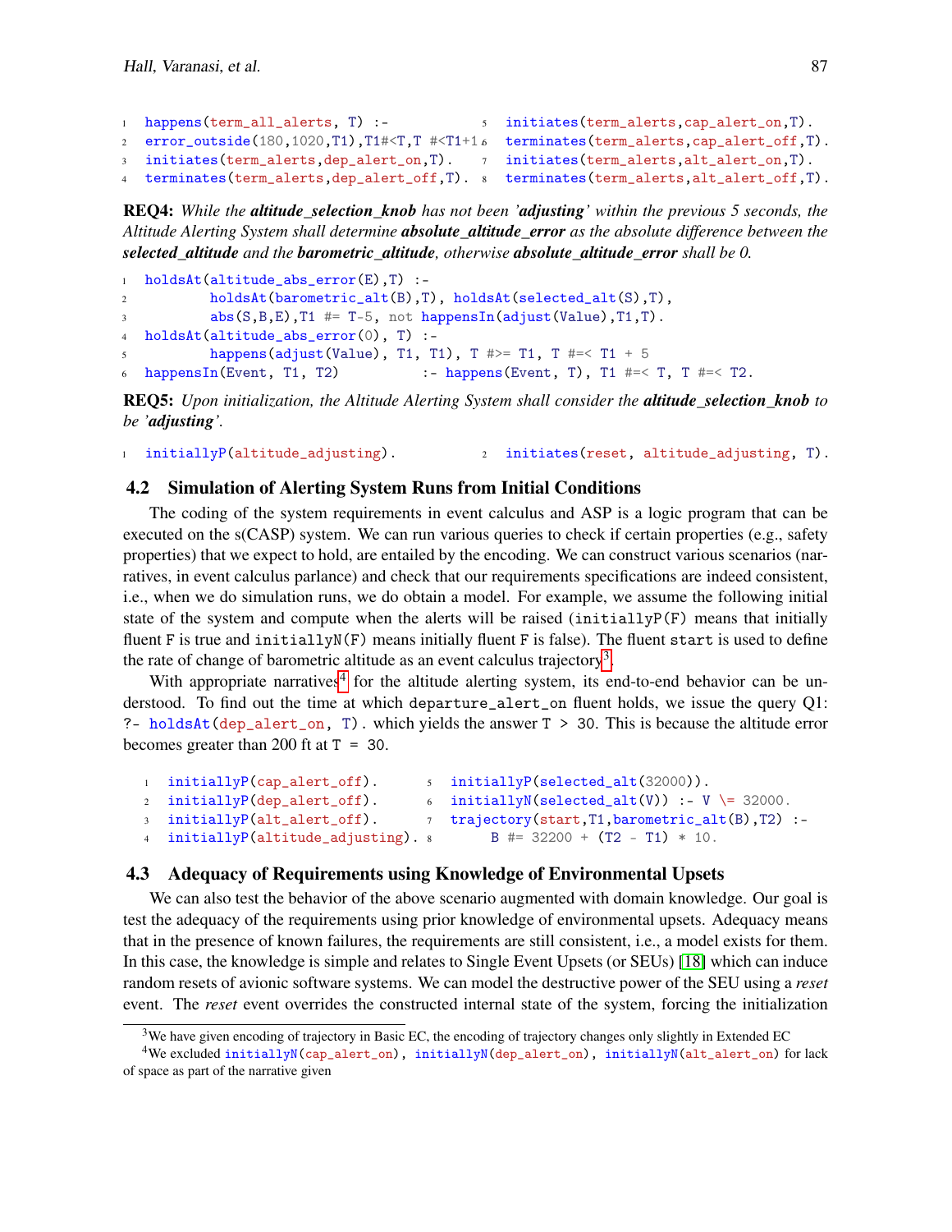```
1 happens(term_all_alerts, T) :-
2 error_outside(180,1020,T1),T1#<T,T #<T1+1
3 initiates(term_alerts,dep_alert_on,T).
4 terminates(term_alerts,dep_alert_off,T).
5 initiates(term_alerts,cap_alert_on,T).
6 terminates(term_alerts,cap_alert_off,T).
7 initiates(term_alerts,alt_alert_on,T).
8 terminates(term_alerts,alt_alert_off,T).
```

**REQ4:** *While the* ***altitude_selection_knob*** *has not been* ***'adjusting'*** *within the previous 5 seconds, the Altitude Alerting System shall determine* ***absolute_altitude_error*** *as the absolute difference between the* ***selected_altitude*** *and the* ***barometric_altitude****, otherwise* ***absolute_altitude_error*** *shall be 0.*

```
1 holdsAt(altitude_abs_error(E),T) :-
2         holdsAt(barometric_alt(B),T), holdsAt(selected_alt(S),T),
3         abs(S,B,E),T1 #= T-5, not happensIn(adjust(Value),T1,T).
4 holdsAt(altitude_abs_error(0), T) :-
5         happens(adjust(Value), T1, T1), T #>= T1, T #=< T1 + 5
6 happensIn(Event, T1, T2)          :- happens(Event, T), T1 #=< T, T #=< T2.
```

**REQ5:** *Upon initialization, the Altitude Alerting System shall consider the* ***altitude_selection_knob*** *to be* ***'adjusting'****.*

```
1 initiallyP(altitude_adjusting).
2 initiates(reset, altitude_adjusting, T).
```

## 4.2 Simulation of Alerting System Runs from Initial Conditions

The coding of the system requirements in event calculus and ASP is a logic program that can be executed on the s(CASP) system. We can run various queries to check if certain properties (e.g., safety properties) that we expect to hold, are entailed by the encoding. We can construct various scenarios (narratives, in event calculus parlance) and check that our requirements specifications are indeed consistent, i.e., when we do simulation runs, we do obtain a model. For example, we assume the following initial state of the system and compute when the alerts will be raised (`initiallyP(F)` means that initially fluent `F` is true and `initiallyN(F)` means initially fluent `F` is false). The fluent `start` is used to define the rate of change of barometric altitude as an event calculus trajectory[3].

With appropriate narratives[4] for the altitude alerting system, its end-to-end behavior can be understood. To find out the time at which `departure_alert_on` fluent holds, we issue the query Q1: `?- holdsAt(dep_alert_on, T).` which yields the answer `T > 30`. This is because the altitude error becomes greater than 200 ft at `T = 30`.

```
1 initiallyP(cap_alert_off).
2 initiallyP(dep_alert_off).
3 initiallyP(alt_alert_off).
4 initiallyP(altitude_adjusting).
5 initiallyP(selected_alt(32000)).
6 initiallyN(selected_alt(V)) :- V \= 32000.
7 trajectory(start,T1,barometric_alt(B),T2) :-
8     B #= 32200 + (T2 - T1) * 10.
```

## 4.3 Adequacy of Requirements using Knowledge of Environmental Upsets

We can also test the behavior of the above scenario augmented with domain knowledge. Our goal is test the adequacy of the requirements using prior knowledge of environmental upsets. Adequacy means that in the presence of known failures, the requirements are still consistent, i.e., a model exists for them. In this case, the knowledge is simple and relates to Single Event Upsets (or SEUs) [18] which can induce random resets of avionic software systems. We can model the destructive power of the SEU using a *reset* event. The *reset* event overrides the constructed internal state of the system, forcing the initialization

[3] We have given encoding of trajectory in Basic EC, the encoding of trajectory changes only slightly in Extended EC

[4] We excluded `initiallyN(cap_alert_on)`, `initiallyN(dep_alert_on)`, `initiallyN(alt_alert_on)` for lack of space as part of the narrative given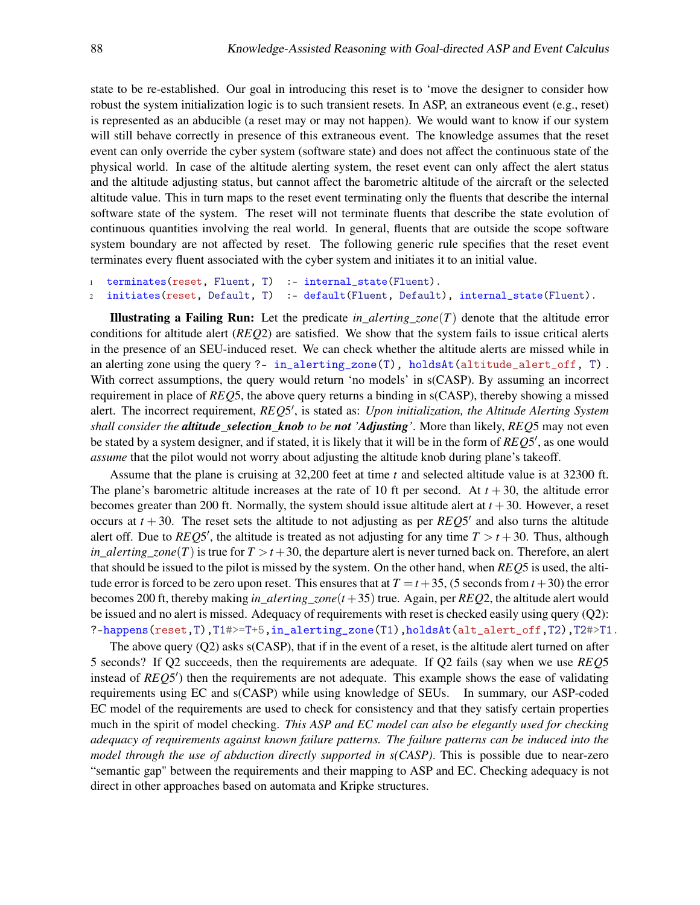state to be re-established. Our goal in introducing this reset is to 'move the designer to consider how robust the system initialization logic is to such transient resets. In ASP, an extraneous event (e.g., reset) is represented as an abducible (a reset may or may not happen). We would want to know if our system will still behave correctly in presence of this extraneous event. The knowledge assumes that the reset event can only override the cyber system (software state) and does not affect the continuous state of the physical world. In case of the altitude alerting system, the reset event can only affect the alert status and the altitude adjusting status, but cannot affect the barometric altitude of the aircraft or the selected altitude value. This in turn maps to the reset event terminating only the fluents that describe the internal software state of the system. The reset will not terminate fluents that describe the state evolution of continuous quantities involving the real world. In general, fluents that are outside the scope software system boundary are not affected by reset. The following generic rule specifies that the reset event terminates every fluent associated with the cyber system and initiates it to an initial value.

```
terminates(reset, Fluent, T)  :- internal_state(Fluent).
initiates(reset, Default, T)  :- default(Fluent, Default), internal_state(Fluent).
```

**Illustrating a Failing Run:** Let the predicate $in\_alerting\_zone(T)$ denote that the altitude error conditions for altitude alert (*REQ*2) are satisfied. We show that the system fails to issue critical alerts in the presence of an SEU-induced reset. We can check whether the altitude alerts are missed while in an alerting zone using the query `?- in_alerting_zone(T), holdsAt(altitude_alert_off, T).` With correct assumptions, the query would return 'no models' in s(CASP). By assuming an incorrect requirement in place of *REQ*5, the above query returns a binding in s(CASP), thereby showing a missed alert. The incorrect requirement, $REQ5'$, is stated as: *Upon initialization, the Altitude Alerting System shall consider the* ***altitude_selection_knob*** *to be* ***not 'Adjusting'***. More than likely, *REQ*5 may not even be stated by a system designer, and if stated, it is likely that it will be in the form of $REQ5'$, as one would *assume* that the pilot would not worry about adjusting the altitude knob during plane's takeoff.

Assume that the plane is cruising at 32,200 feet at time $t$ and selected altitude value is at 32300 ft. The plane's barometric altitude increases at the rate of 10 ft per second. At $t+30$, the altitude error becomes greater than 200 ft. Normally, the system should issue altitude alert at $t+30$. However, a reset occurs at $t+30$. The reset sets the altitude to not adjusting as per $REQ5'$ and also turns the altitude alert off. Due to $REQ5'$, the altitude is treated as not adjusting for any time $T > t+30$. Thus, although $in\_alerting\_zone(T)$ is true for $T > t+30$, the departure alert is never turned back on. Therefore, an alert that should be issued to the pilot is missed by the system. On the other hand, when *REQ*5 is used, the altitude error is forced to be zero upon reset. This ensures that at $T = t+35$, (5 seconds from $t+30$) the error becomes 200 ft, thereby making $in\_alerting\_zone(t+35)$ true. Again, per *REQ*2, the altitude alert would be issued and no alert is missed. Adequacy of requirements with reset is checked easily using query (Q2): `?-happens(reset,T),T1#>=T+5,in_alerting_zone(T1),holdsAt(alt_alert_off,T2),T2#>T1.`

The above query (Q2) asks s(CASP), that if in the event of a reset, is the altitude alert turned on after 5 seconds? If Q2 succeeds, then the requirements are adequate. If Q2 fails (say when we use *REQ*5 instead of $REQ5'$) then the requirements are not adequate. This example shows the ease of validating requirements using EC and s(CASP) while using knowledge of SEUs. In summary, our ASP-coded EC model of the requirements are used to check for consistency and that they satisfy certain properties much in the spirit of model checking. *This ASP and EC model can also be elegantly used for checking adequacy of requirements against known failure patterns. The failure patterns can be induced into the model through the use of abduction directly supported in s(CASP).* This is possible due to near-zero "semantic gap" between the requirements and their mapping to ASP and EC. Checking adequacy is not direct in other approaches based on automata and Kripke structures.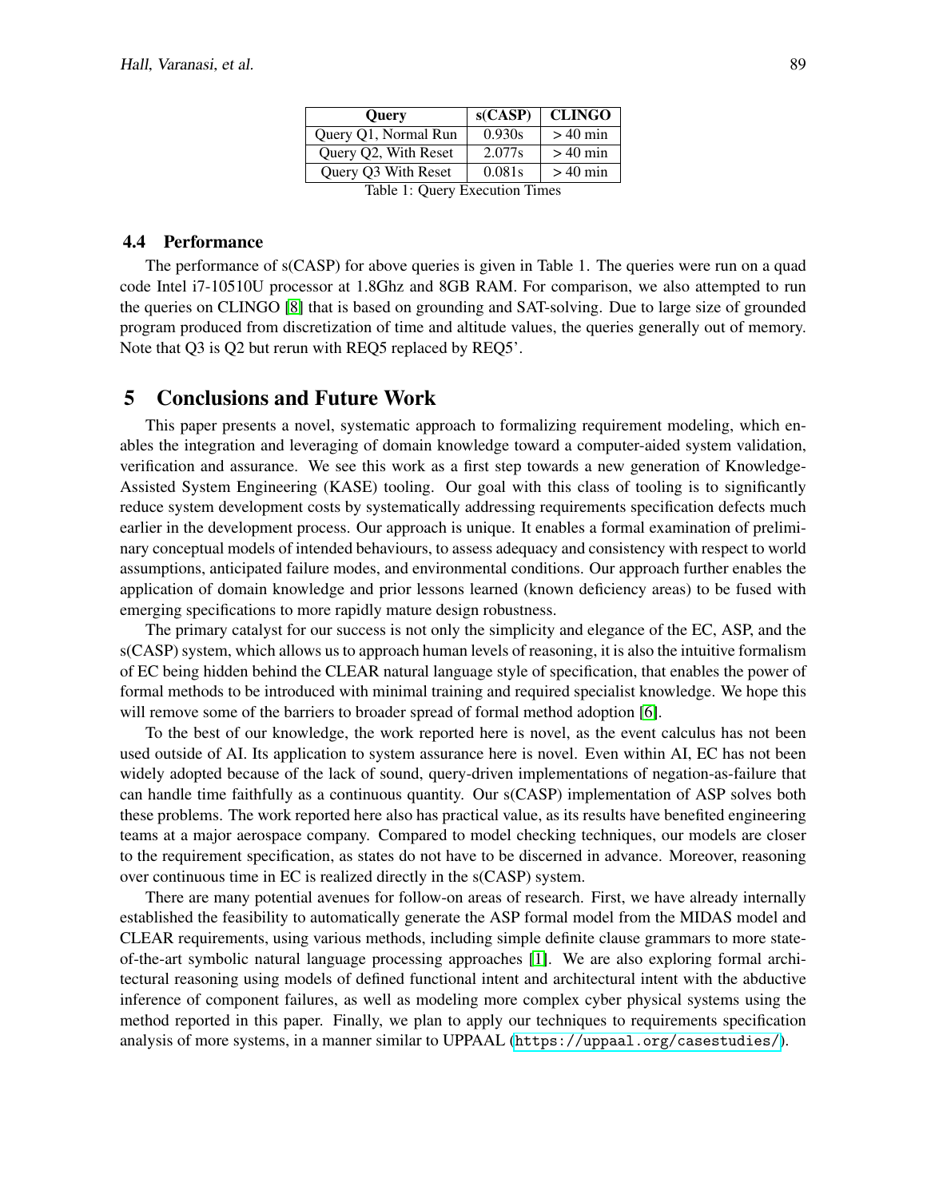| Query | s(CASP) | CLINGO |
|---|---|---|
| Query Q1, Normal Run | 0.930s | > 40 min |
| Query Q2, With Reset | 2.077s | > 40 min |
| Query Q3 With Reset | 0.081s | > 40 min |

Table 1: Query Execution Times

### 4.4 Performance

The performance of s(CASP) for above queries is given in Table 1. The queries were run on a quad code Intel i7-10510U processor at 1.8Ghz and 8GB RAM. For comparison, we also attempted to run the queries on CLINGO [8] that is based on grounding and SAT-solving. Due to large size of grounded program produced from discretization of time and altitude values, the queries generally out of memory. Note that Q3 is Q2 but rerun with REQ5 replaced by REQ5'.

## 5 Conclusions and Future Work

This paper presents a novel, systematic approach to formalizing requirement modeling, which enables the integration and leveraging of domain knowledge toward a computer-aided system validation, verification and assurance. We see this work as a first step towards a new generation of Knowledge-Assisted System Engineering (KASE) tooling. Our goal with this class of tooling is to significantly reduce system development costs by systematically addressing requirements specification defects much earlier in the development process. Our approach is unique. It enables a formal examination of preliminary conceptual models of intended behaviours, to assess adequacy and consistency with respect to world assumptions, anticipated failure modes, and environmental conditions. Our approach further enables the application of domain knowledge and prior lessons learned (known deficiency areas) to be fused with emerging specifications to more rapidly mature design robustness.

The primary catalyst for our success is not only the simplicity and elegance of the EC, ASP, and the s(CASP) system, which allows us to approach human levels of reasoning, it is also the intuitive formalism of EC being hidden behind the CLEAR natural language style of specification, that enables the power of formal methods to be introduced with minimal training and required specialist knowledge. We hope this will remove some of the barriers to broader spread of formal method adoption [6].

To the best of our knowledge, the work reported here is novel, as the event calculus has not been used outside of AI. Its application to system assurance here is novel. Even within AI, EC has not been widely adopted because of the lack of sound, query-driven implementations of negation-as-failure that can handle time faithfully as a continuous quantity. Our s(CASP) implementation of ASP solves both these problems. The work reported here also has practical value, as its results have benefited engineering teams at a major aerospace company. Compared to model checking techniques, our models are closer to the requirement specification, as states do not have to be discerned in advance. Moreover, reasoning over continuous time in EC is realized directly in the s(CASP) system.

There are many potential avenues for follow-on areas of research. First, we have already internally established the feasibility to automatically generate the ASP formal model from the MIDAS model and CLEAR requirements, using various methods, including simple definite clause grammars to more state-of-the-art symbolic natural language processing approaches [1]. We are also exploring formal architectural reasoning using models of defined functional intent and architectural intent with the abductive inference of component failures, as well as modeling more complex cyber physical systems using the method reported in this paper. Finally, we plan to apply our techniques to requirements specification analysis of more systems, in a manner similar to UPPAAL (`https://uppaal.org/casestudies/`).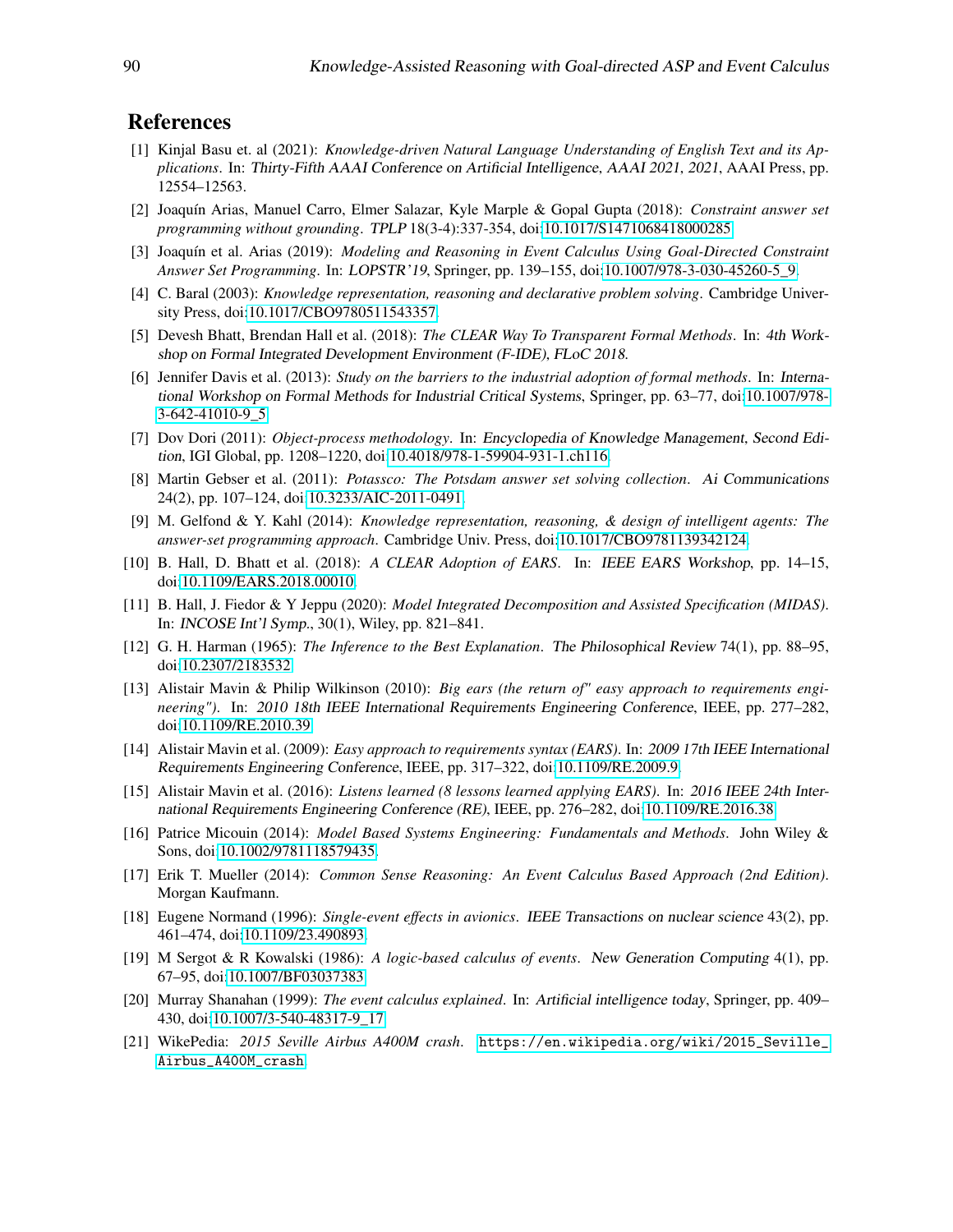## References

[1] Kinjal Basu et. al (2021): *Knowledge-driven Natural Language Understanding of English Text and its Applications*. In: Thirty-Fifth AAAI Conference on Artificial Intelligence, AAAI 2021, 2021, AAAI Press, pp. 12554–12563.

[2] Joaquín Arias, Manuel Carro, Elmer Salazar, Kyle Marple & Gopal Gupta (2018): *Constraint answer set programming without grounding*. TPLP 18(3-4):337-354, doi:10.1017/S1471068418000285.

[3] Joaquín et al. Arias (2019): *Modeling and Reasoning in Event Calculus Using Goal-Directed Constraint Answer Set Programming*. In: LOPSTR'19, Springer, pp. 139–155, doi:10.1007/978-3-030-45260-5_9.

[4] C. Baral (2003): *Knowledge representation, reasoning and declarative problem solving*. Cambridge University Press, doi:10.1017/CBO9780511543357.

[5] Devesh Bhatt, Brendan Hall et al. (2018): *The CLEAR Way To Transparent Formal Methods*. In: 4th Workshop on Formal Integrated Development Environment (F-IDE), FLoC 2018.

[6] Jennifer Davis et al. (2013): *Study on the barriers to the industrial adoption of formal methods*. In: International Workshop on Formal Methods for Industrial Critical Systems, Springer, pp. 63–77, doi:10.1007/978-3-642-41010-9_5.

[7] Dov Dori (2011): *Object-process methodology*. In: Encyclopedia of Knowledge Management, Second Edition, IGI Global, pp. 1208–1220, doi:10.4018/978-1-59904-931-1.ch116.

[8] Martin Gebser et al. (2011): *Potassco: The Potsdam answer set solving collection*. Ai Communications 24(2), pp. 107–124, doi:10.3233/AIC-2011-0491.

[9] M. Gelfond & Y. Kahl (2014): *Knowledge representation, reasoning, & design of intelligent agents: The answer-set programming approach*. Cambridge Univ. Press, doi:10.1017/CBO9781139342124.

[10] B. Hall, D. Bhatt et al. (2018): *A CLEAR Adoption of EARS*. In: IEEE EARS Workshop, pp. 14–15, doi:10.1109/EARS.2018.00010.

[11] B. Hall, J. Fiedor & Y Jeppu (2020): *Model Integrated Decomposition and Assisted Specification (MIDAS)*. In: INCOSE Int'l Symp., 30(1), Wiley, pp. 821–841.

[12] G. H. Harman (1965): *The Inference to the Best Explanation*. The Philosophical Review 74(1), pp. 88–95, doi:10.2307/2183532.

[13] Alistair Mavin & Philip Wilkinson (2010): *Big ears (the return of" easy approach to requirements engineering")*. In: 2010 18th IEEE International Requirements Engineering Conference, IEEE, pp. 277–282, doi:10.1109/RE.2010.39.

[14] Alistair Mavin et al. (2009): *Easy approach to requirements syntax (EARS)*. In: 2009 17th IEEE International Requirements Engineering Conference, IEEE, pp. 317–322, doi:10.1109/RE.2009.9.

[15] Alistair Mavin et al. (2016): *Listens learned (8 lessons learned applying EARS)*. In: 2016 IEEE 24th International Requirements Engineering Conference (RE), IEEE, pp. 276–282, doi:10.1109/RE.2016.38.

[16] Patrice Micouin (2014): *Model Based Systems Engineering: Fundamentals and Methods*. John Wiley & Sons, doi:10.1002/9781118579435.

[17] Erik T. Mueller (2014): *Common Sense Reasoning: An Event Calculus Based Approach (2nd Edition)*. Morgan Kaufmann.

[18] Eugene Normand (1996): *Single-event effects in avionics*. IEEE Transactions on nuclear science 43(2), pp. 461–474, doi:10.1109/23.490893.

[19] M Sergot & R Kowalski (1986): *A logic-based calculus of events*. New Generation Computing 4(1), pp. 67–95, doi:10.1007/BF03037383.

[20] Murray Shanahan (1999): *The event calculus explained*. In: Artificial intelligence today, Springer, pp. 409–430, doi:10.1007/3-540-48317-9_17.

[21] WikePedia: *2015 Seville Airbus A400M crash*. https://en.wikipedia.org/wiki/2015_Seville_Airbus_A400M_crash.